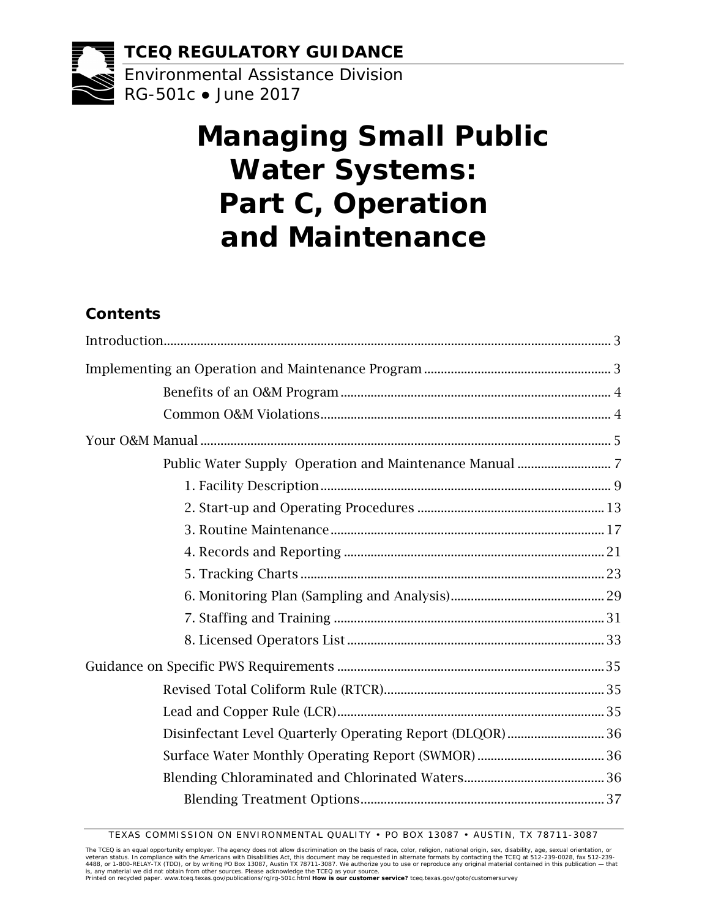**TCEQ REGULATORY GUIDANCE**

Environmental Assistance Division
RG-501c ● June 2017

# Managing Small Public Water Systems: Part C, Operation and Maintenance

## Contents

Introduction ... 3

Implementing an Operation and Maintenance Program ... 3

- Benefits of an O&M Program ... 4
- Common O&M Violations ... 4

Your O&M Manual ... 5

- Public Water Supply Operation and Maintenance Manual ... 7
  - 1. Facility Description ... 9
  - 2. Start-up and Operating Procedures ... 13
  - 3. Routine Maintenance ... 17
  - 4. Records and Reporting ... 21
  - 5. Tracking Charts ... 23
  - 6. Monitoring Plan (Sampling and Analysis) ... 29
  - 7. Staffing and Training ... 31
  - 8. Licensed Operators List ... 33

Guidance on Specific PWS Requirements ... 35

- Revised Total Coliform Rule (RTCR) ... 35
- Lead and Copper Rule (LCR) ... 35
- Disinfectant Level Quarterly Operating Report (DLQOR) ... 36
- Surface Water Monthly Operating Report (SWMOR) ... 36
- Blending Chloraminated and Chlorinated Waters ... 36
  - Blending Treatment Options ... 37

TEXAS COMMISSION ON ENVIRONMENTAL QUALITY • PO BOX 13087 • AUSTIN, TX 78711-3087

The TCEQ is an equal opportunity employer. The agency does not allow discrimination on the basis of race, color, religion, national origin, sex, disability, age, sexual orientation, or veteran status. In compliance with the Americans with Disabilities Act, this document may be requested in alternate formats by contacting the TCEQ at 512-239-0028, fax 512-239-4488, or 1-800-RELAY-TX (TDD), or by writing PO Box 13087, Austin TX 78711-3087. We authorize you to use or reproduce any original material contained in this publication — that is, any material we did not obtain from other sources. Please acknowledge the TCEQ as your source.
Printed on recycled paper. www.tceq.texas.gov/publications/rg/rg-501c.html **How is our customer service?** tceq.texas.gov/goto/customersurvey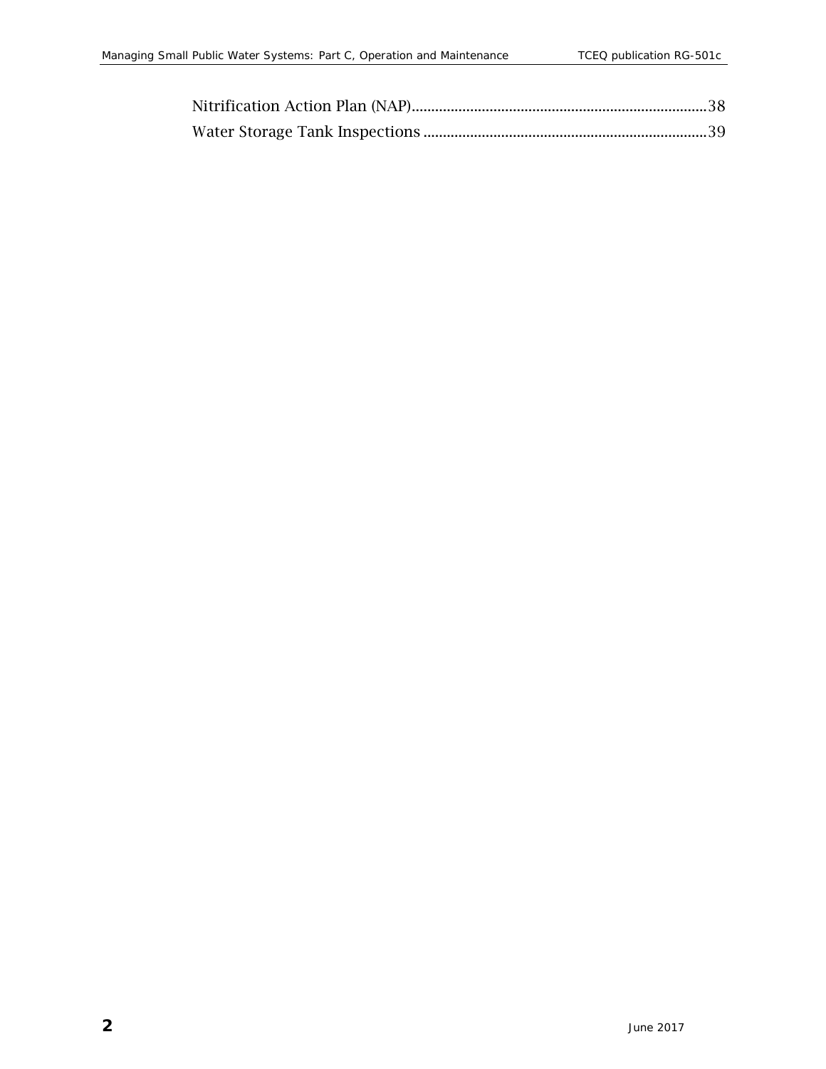Nitrification Action Plan (NAP)........................................................................38

Water Storage Tank Inspections.......................................................................39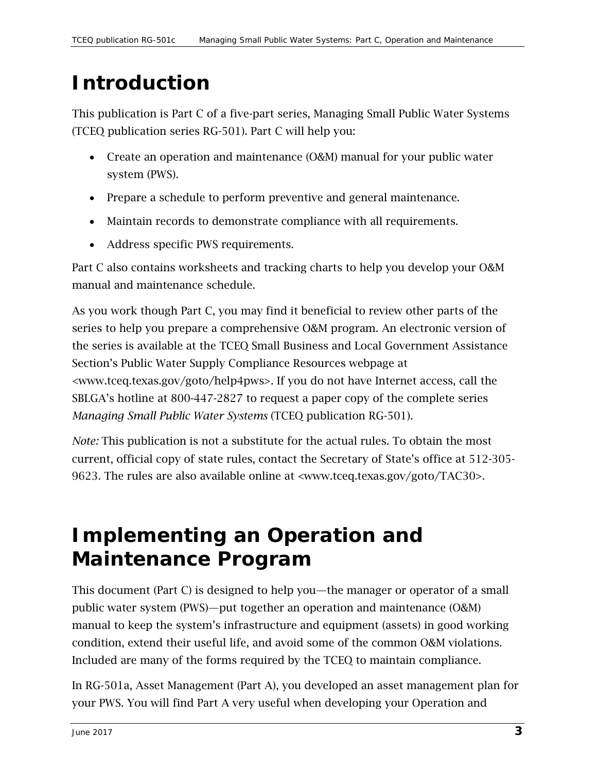# Introduction

This publication is Part C of a five-part series, Managing Small Public Water Systems (TCEQ publication series RG-501). Part C will help you:

- Create an operation and maintenance (O&M) manual for your public water system (PWS).
- Prepare a schedule to perform preventive and general maintenance.
- Maintain records to demonstrate compliance with all requirements.
- Address specific PWS requirements.

Part C also contains worksheets and tracking charts to help you develop your O&M manual and maintenance schedule.

As you work though Part C, you may find it beneficial to review other parts of the series to help you prepare a comprehensive O&M program. An electronic version of the series is available at the TCEQ Small Business and Local Government Assistance Section's Public Water Supply Compliance Resources webpage at <www.tceq.texas.gov/goto/help4pws>. If you do not have Internet access, call the SBLGA's hotline at 800-447-2827 to request a paper copy of the complete series *Managing Small Public Water Systems* (TCEQ publication RG-501).

*Note:* This publication is not a substitute for the actual rules. To obtain the most current, official copy of state rules, contact the Secretary of State's office at 512-305-9623. The rules are also available online at <www.tceq.texas.gov/goto/TAC30>.

# Implementing an Operation and Maintenance Program

This document (Part C) is designed to help you—the manager or operator of a small public water system (PWS)—put together an operation and maintenance (O&M) manual to keep the system's infrastructure and equipment (assets) in good working condition, extend their useful life, and avoid some of the common O&M violations. Included are many of the forms required by the TCEQ to maintain compliance.

In RG-501a, Asset Management (Part A), you developed an asset management plan for your PWS. You will find Part A very useful when developing your Operation and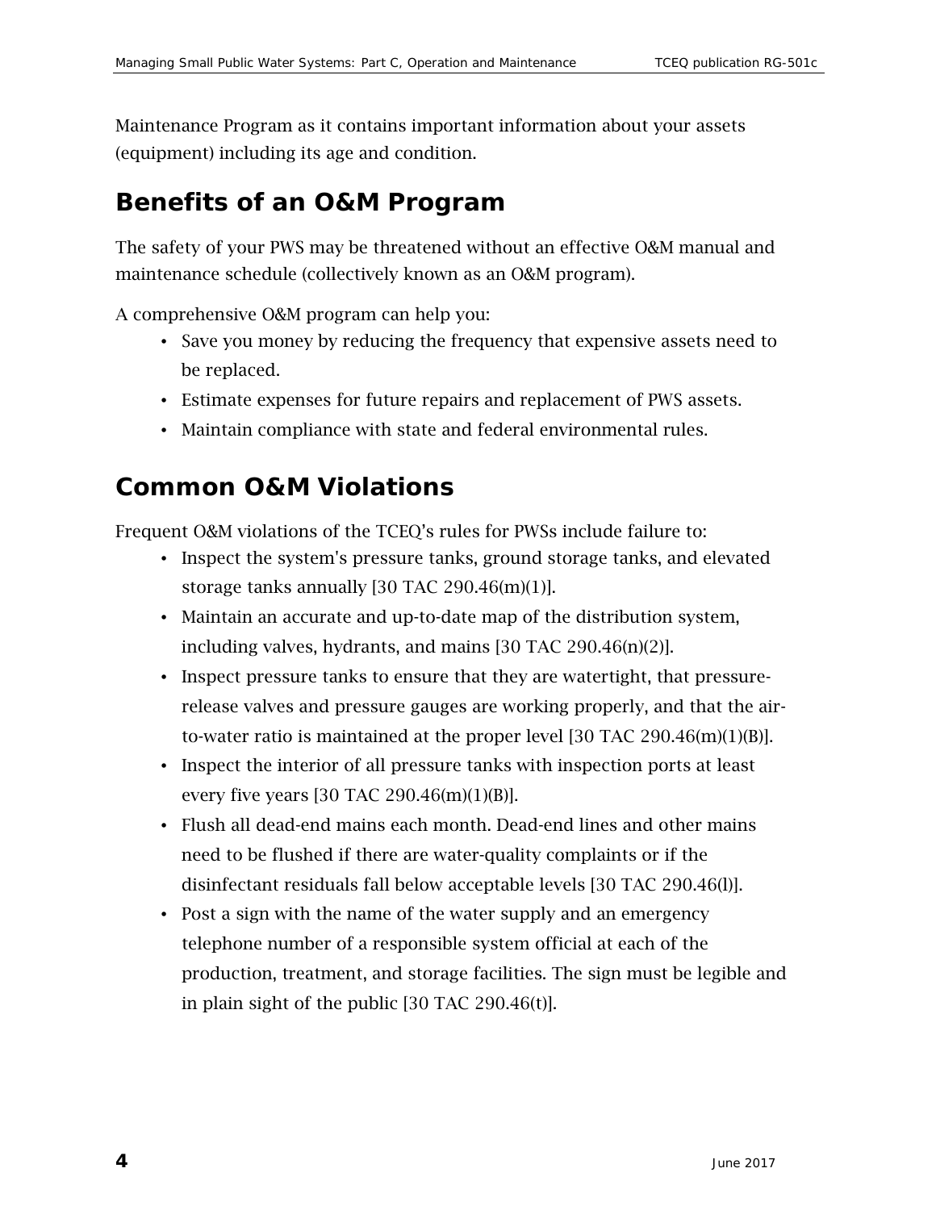Maintenance Program as it contains important information about your assets (equipment) including its age and condition.

## Benefits of an O&M Program

The safety of your PWS may be threatened without an effective O&M manual and maintenance schedule (collectively known as an O&M program).

A comprehensive O&M program can help you:

- Save you money by reducing the frequency that expensive assets need to be replaced.
- Estimate expenses for future repairs and replacement of PWS assets.
- Maintain compliance with state and federal environmental rules.

## Common O&M Violations

Frequent O&M violations of the TCEQ's rules for PWSs include failure to:

- Inspect the system's pressure tanks, ground storage tanks, and elevated storage tanks annually [30 TAC 290.46(m)(1)].
- Maintain an accurate and up-to-date map of the distribution system, including valves, hydrants, and mains [30 TAC 290.46(n)(2)].
- Inspect pressure tanks to ensure that they are watertight, that pressure-release valves and pressure gauges are working properly, and that the air-to-water ratio is maintained at the proper level [30 TAC 290.46(m)(1)(B)].
- Inspect the interior of all pressure tanks with inspection ports at least every five years [30 TAC 290.46(m)(1)(B)].
- Flush all dead-end mains each month. Dead-end lines and other mains need to be flushed if there are water-quality complaints or if the disinfectant residuals fall below acceptable levels [30 TAC 290.46(l)].
- Post a sign with the name of the water supply and an emergency telephone number of a responsible system official at each of the production, treatment, and storage facilities. The sign must be legible and in plain sight of the public [30 TAC 290.46(t)].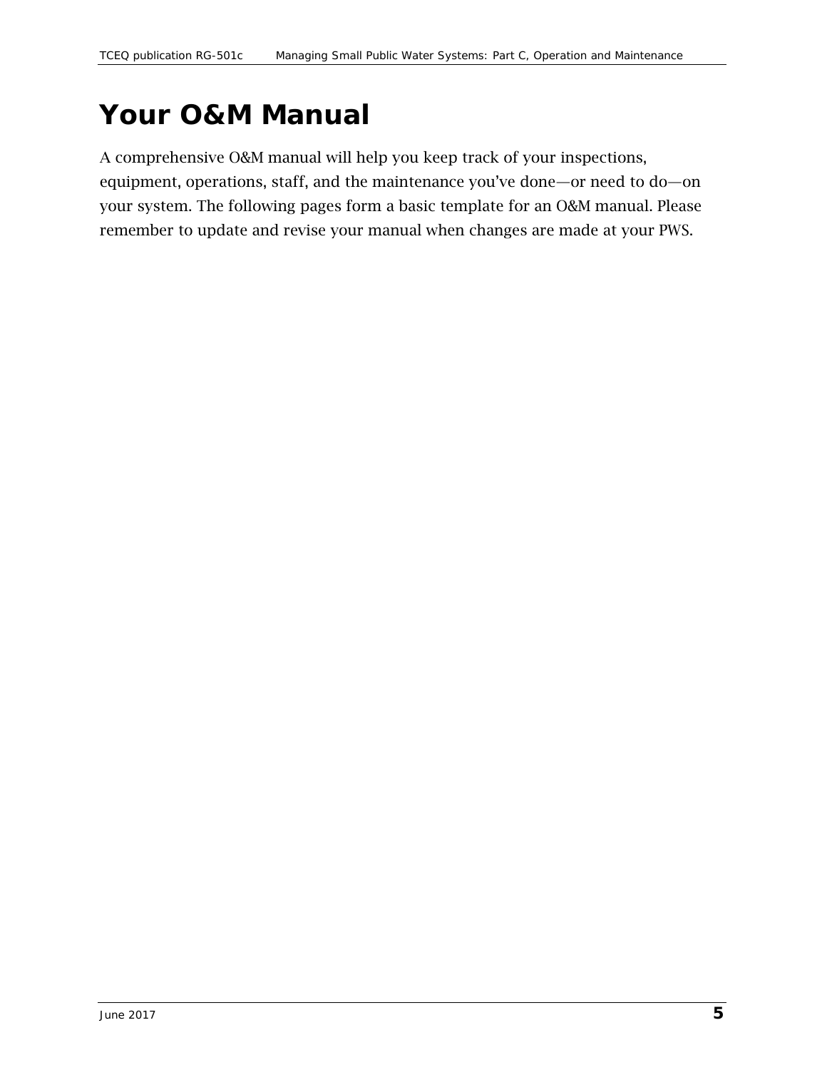# Your O&M Manual

A comprehensive O&M manual will help you keep track of your inspections, equipment, operations, staff, and the maintenance you've done—or need to do—on your system. The following pages form a basic template for an O&M manual. Please remember to update and revise your manual when changes are made at your PWS.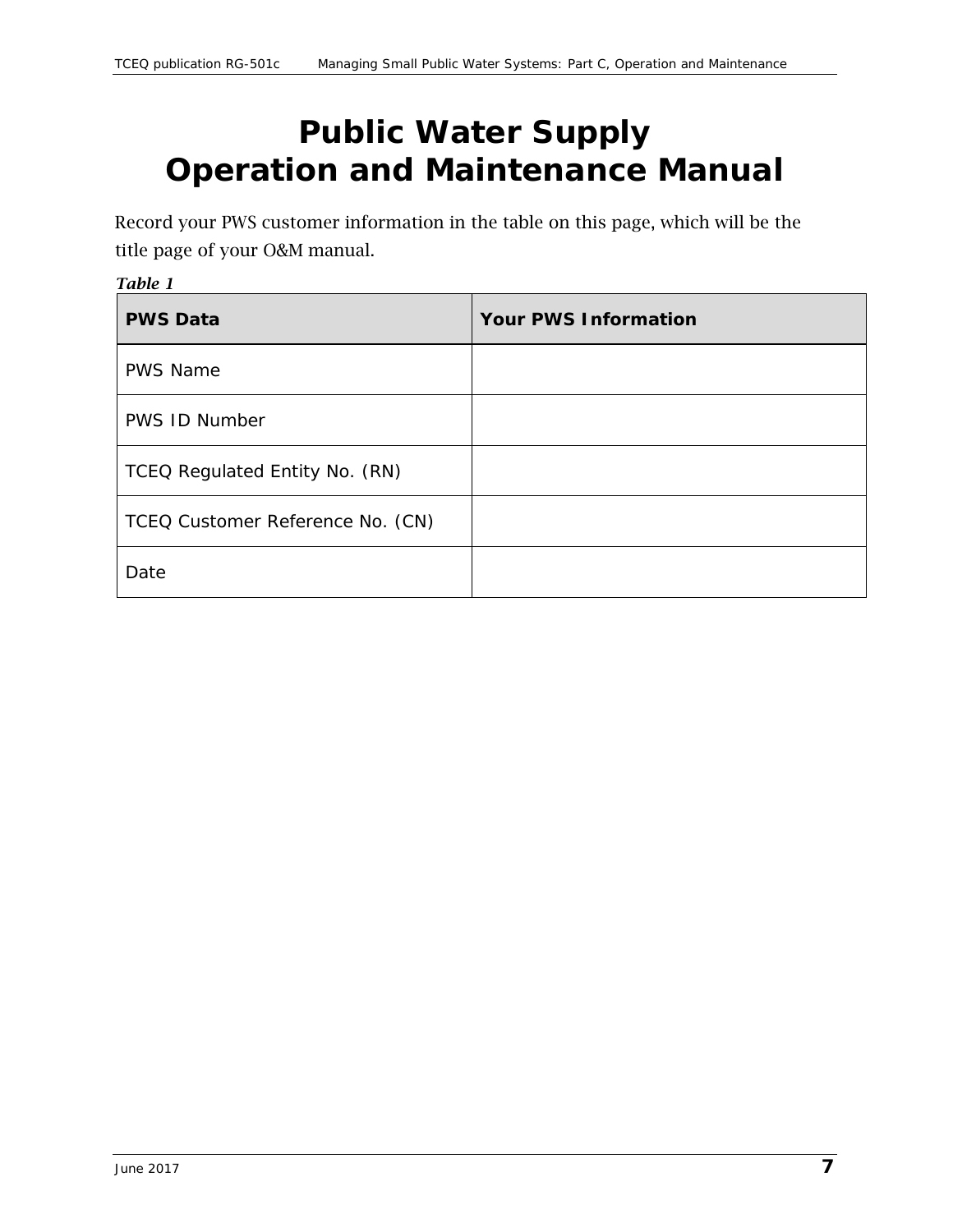# Public Water Supply Operation and Maintenance Manual

Record your PWS customer information in the table on this page, which will be the title page of your O&M manual.

***Table 1***

| PWS Data | Your PWS Information |
| --- | --- |
| PWS Name | |
| PWS ID Number | |
| TCEQ Regulated Entity No. (RN) | |
| TCEQ Customer Reference No. (CN) | |
| Date | |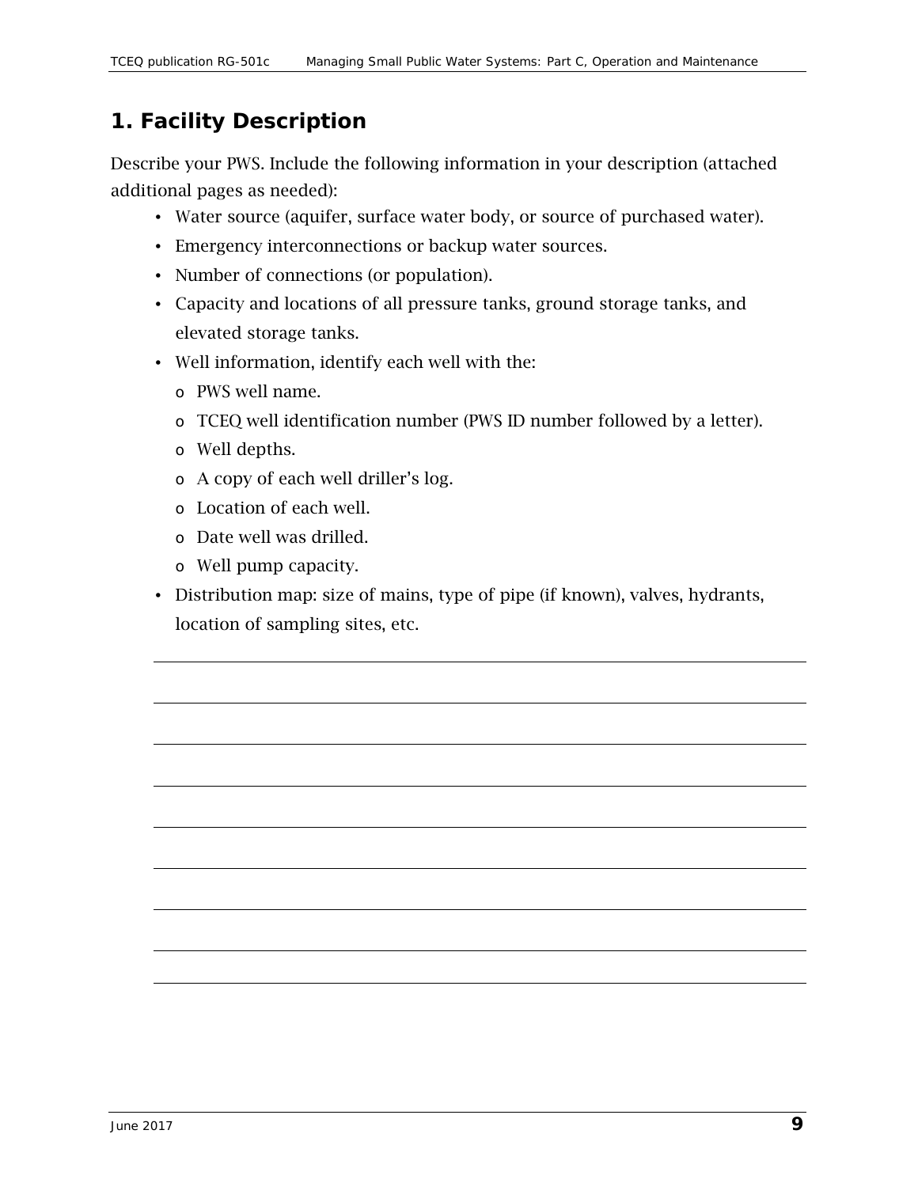## 1. Facility Description

Describe your PWS. Include the following information in your description (attached additional pages as needed):

- Water source (aquifer, surface water body, or source of purchased water).
- Emergency interconnections or backup water sources.
- Number of connections (or population).
- Capacity and locations of all pressure tanks, ground storage tanks, and elevated storage tanks.
- Well information, identify each well with the:
  - PWS well name.
  - TCEQ well identification number (PWS ID number followed by a letter).
  - Well depths.
  - A copy of each well driller's log.
  - Location of each well.
  - Date well was drilled.
  - Well pump capacity.
- Distribution map: size of mains, type of pipe (if known), valves, hydrants, location of sampling sites, etc.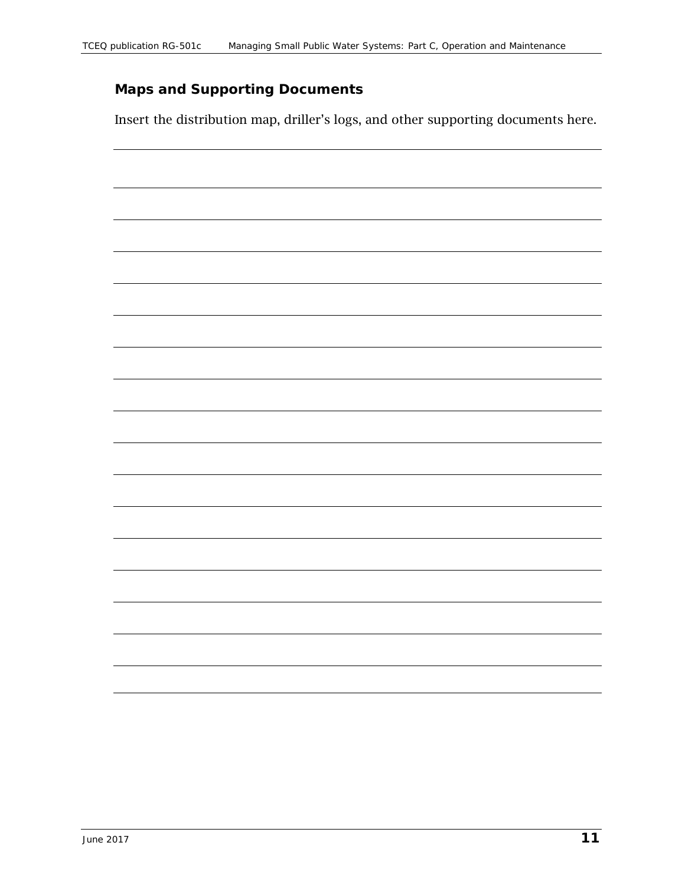## Maps and Supporting Documents

Insert the distribution map, driller's logs, and other supporting documents here.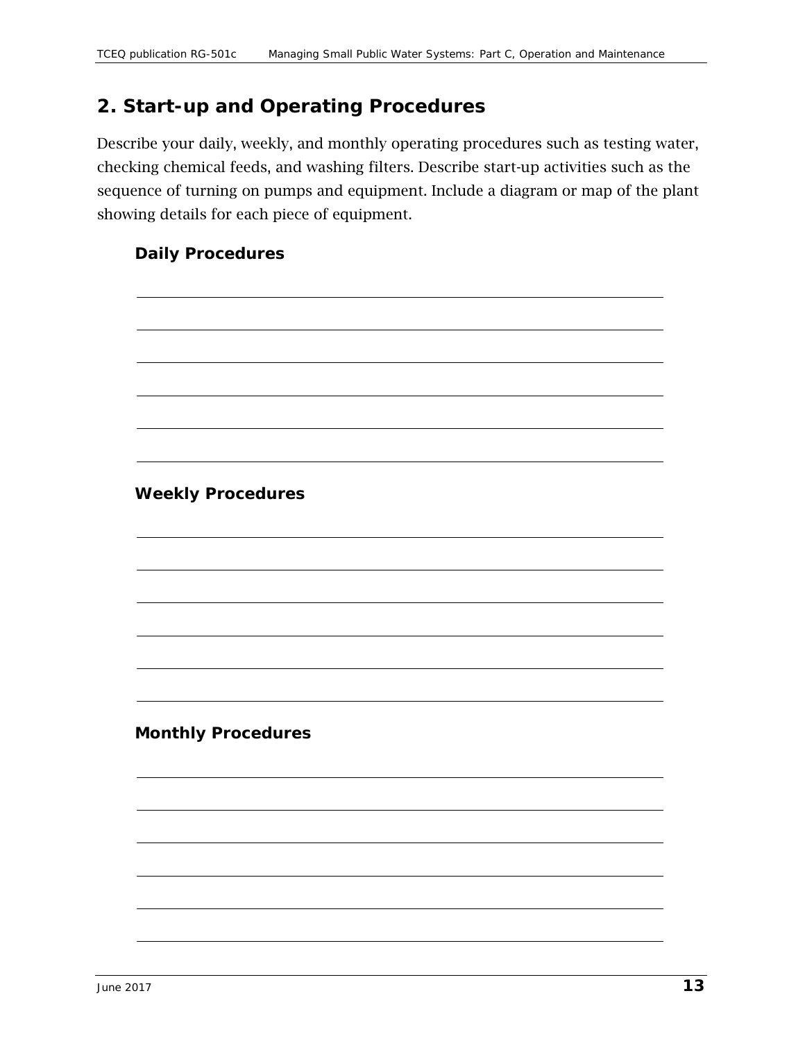## 2. Start-up and Operating Procedures

Describe your daily, weekly, and monthly operating procedures such as testing water, checking chemical feeds, and washing filters. Describe start-up activities such as the sequence of turning on pumps and equipment. Include a diagram or map of the plant showing details for each piece of equipment.

### Daily Procedures

______________________________________________________________________

______________________________________________________________________

______________________________________________________________________

______________________________________________________________________

______________________________________________________________________

______________________________________________________________________

### Weekly Procedures

______________________________________________________________________

______________________________________________________________________

______________________________________________________________________

______________________________________________________________________

______________________________________________________________________

______________________________________________________________________

### Monthly Procedures

______________________________________________________________________

______________________________________________________________________

______________________________________________________________________

______________________________________________________________________

______________________________________________________________________

______________________________________________________________________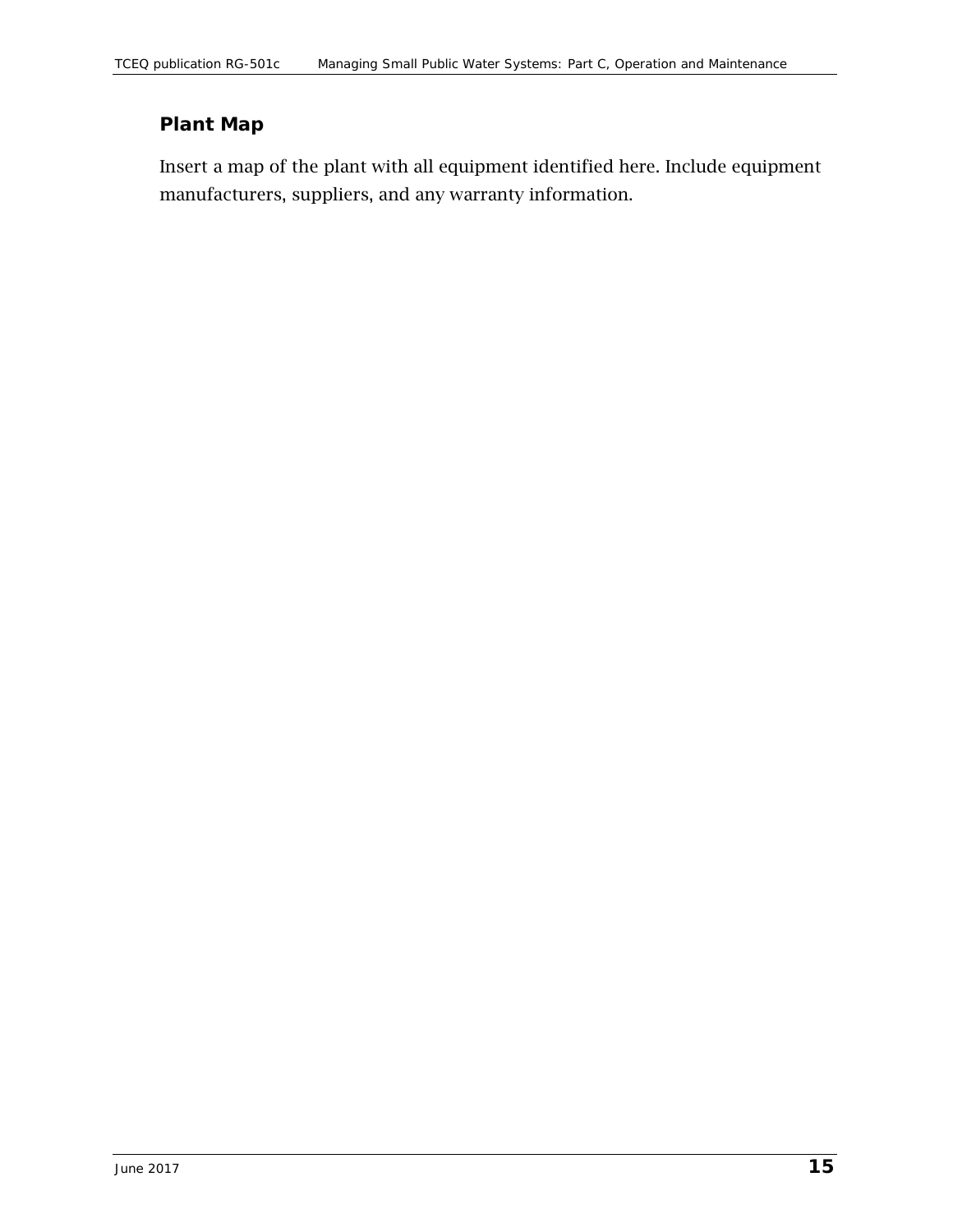## Plant Map

Insert a map of the plant with all equipment identified here. Include equipment manufacturers, suppliers, and any warranty information.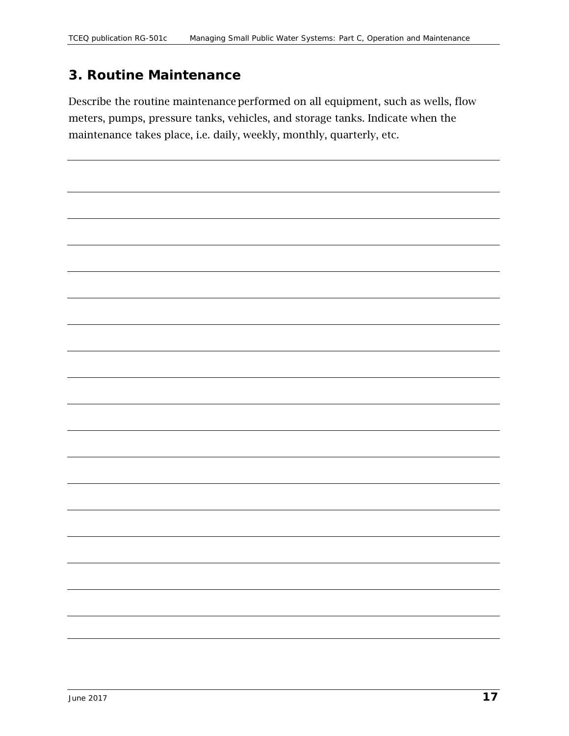## 3. Routine Maintenance

Describe the routine maintenance performed on all equipment, such as wells, flow meters, pumps, pressure tanks, vehicles, and storage tanks. Indicate when the maintenance takes place, i.e. daily, weekly, monthly, quarterly, etc.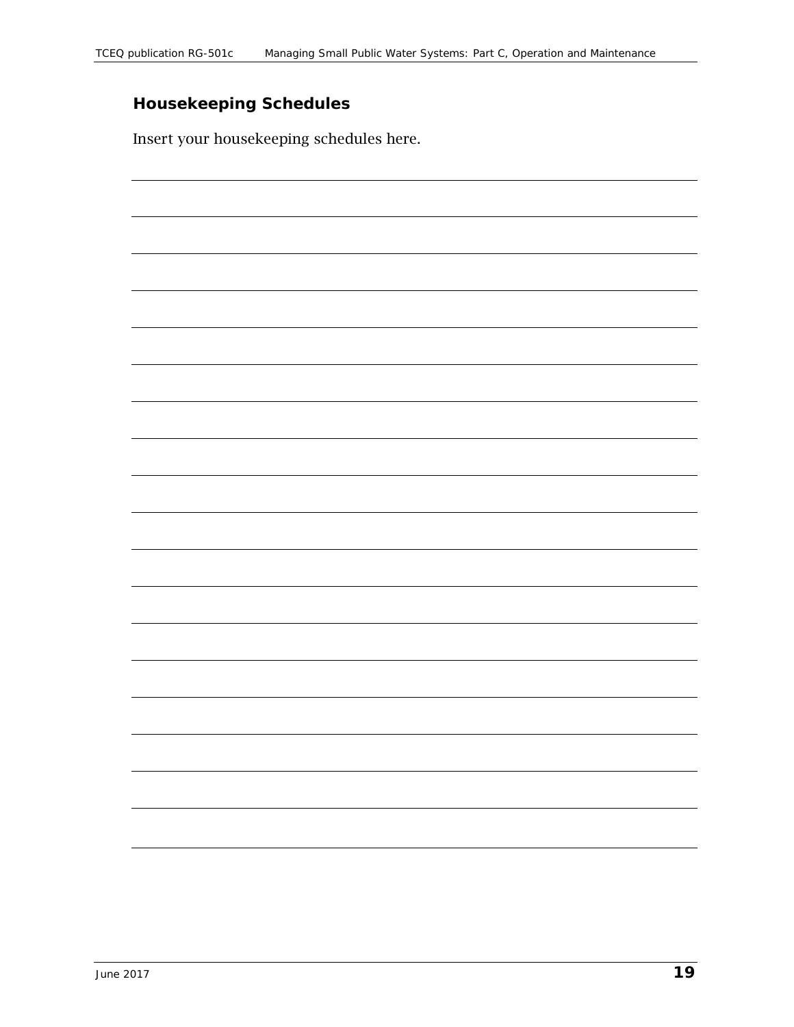## Housekeeping Schedules

Insert your housekeeping schedules here.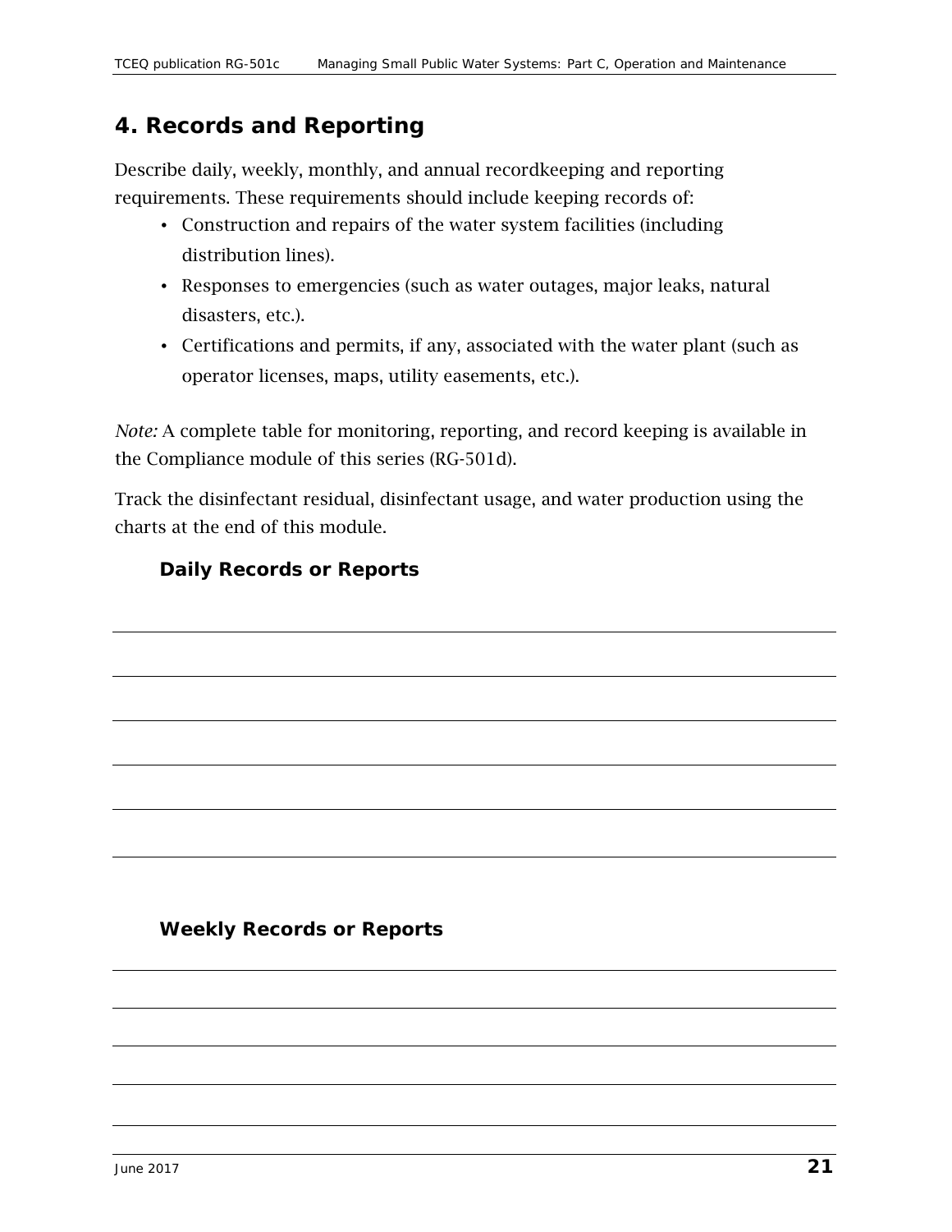## 4. Records and Reporting

Describe daily, weekly, monthly, and annual recordkeeping and reporting requirements. These requirements should include keeping records of:

- Construction and repairs of the water system facilities (including distribution lines).
- Responses to emergencies (such as water outages, major leaks, natural disasters, etc.).
- Certifications and permits, if any, associated with the water plant (such as operator licenses, maps, utility easements, etc.).

*Note:* A complete table for monitoring, reporting, and record keeping is available in the Compliance module of this series (RG-501d).

Track the disinfectant residual, disinfectant usage, and water production using the charts at the end of this module.

### Daily Records or Reports

________________________________________________________________________________

________________________________________________________________________________

________________________________________________________________________________

________________________________________________________________________________

________________________________________________________________________________

### Weekly Records or Reports

________________________________________________________________________________

________________________________________________________________________________

________________________________________________________________________________

________________________________________________________________________________

________________________________________________________________________________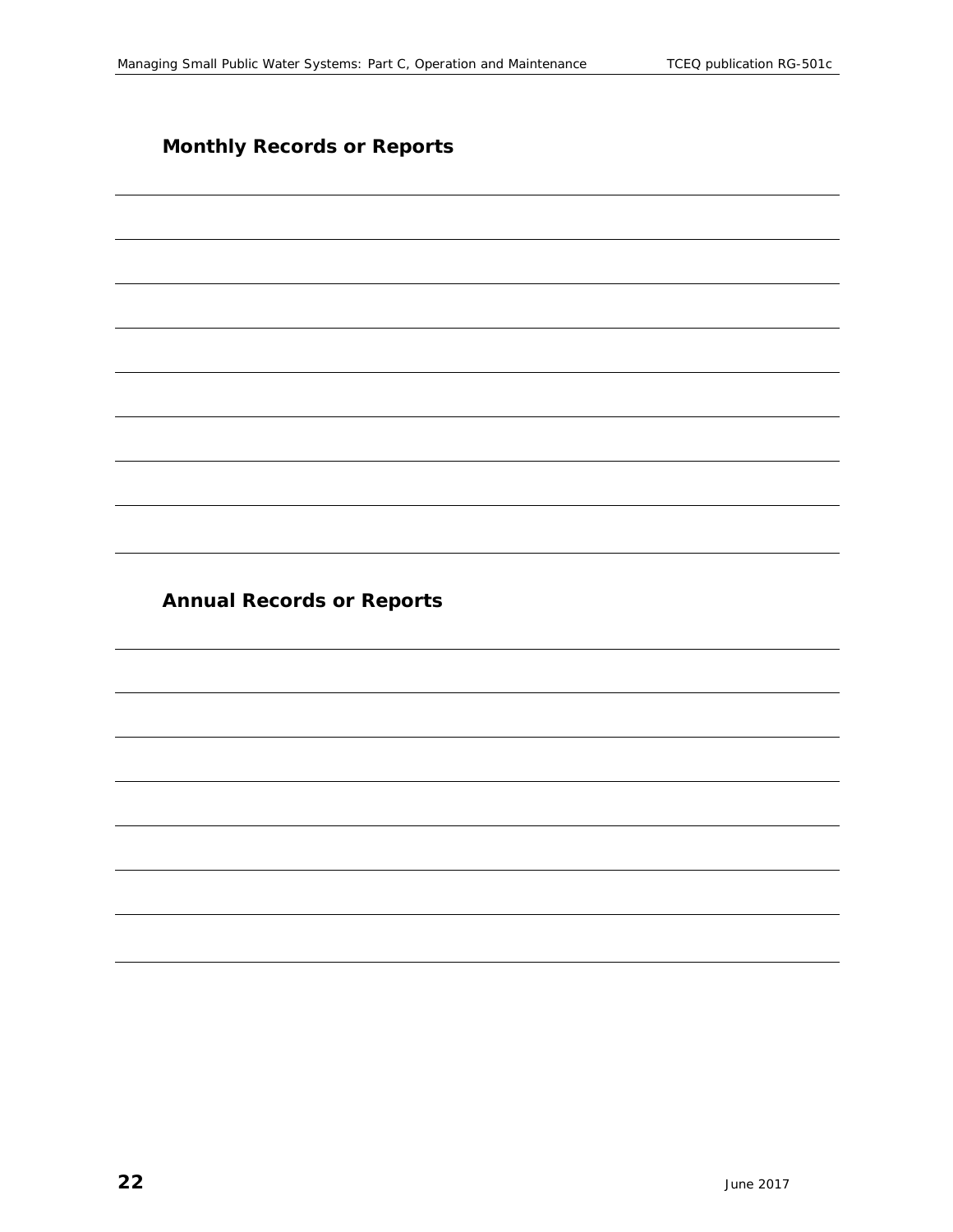### Monthly Records or Reports

### Annual Records or Reports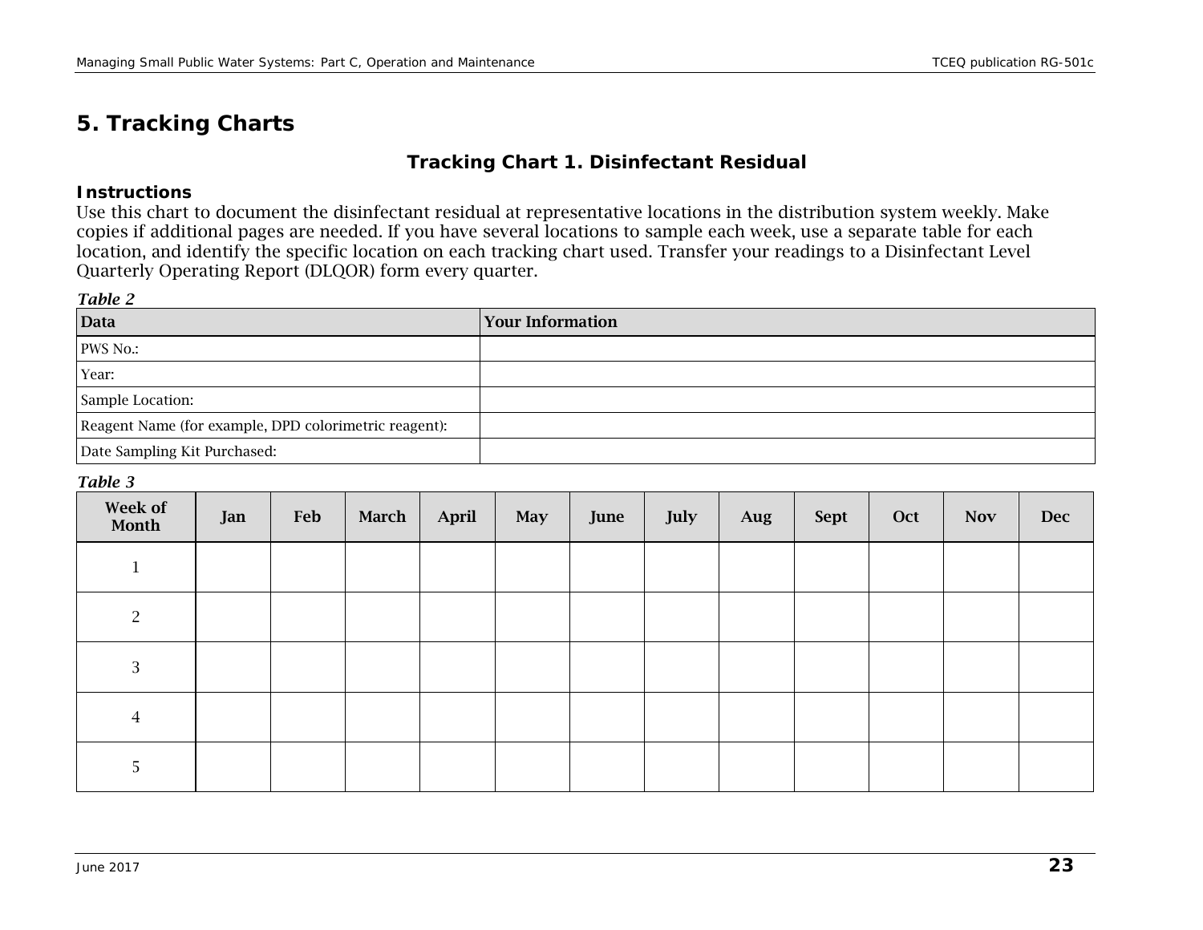## 5. Tracking Charts

### Tracking Chart 1. Disinfectant Residual

**Instructions**

Use this chart to document the disinfectant residual at representative locations in the distribution system weekly. Make copies if additional pages are needed. If you have several locations to sample each week, use a separate table for each location, and identify the specific location on each tracking chart used. Transfer your readings to a Disinfectant Level Quarterly Operating Report (DLQOR) form every quarter.

*Table 2*

| Data | Your Information |
|---|---|
| PWS No.: | |
| Year: | |
| Sample Location: | |
| Reagent Name (for example, DPD colorimetric reagent): | |
| Date Sampling Kit Purchased: | |

*Table 3*

| Week of Month | Jan | Feb | March | April | May | June | July | Aug | Sept | Oct | Nov | Dec |
|---|---|---|---|---|---|---|---|---|---|---|---|---|
| 1 | | | | | | | | | | | | |
| 2 | | | | | | | | | | | | |
| 3 | | | | | | | | | | | | |
| 4 | | | | | | | | | | | | |
| 5 | | | | | | | | | | | | |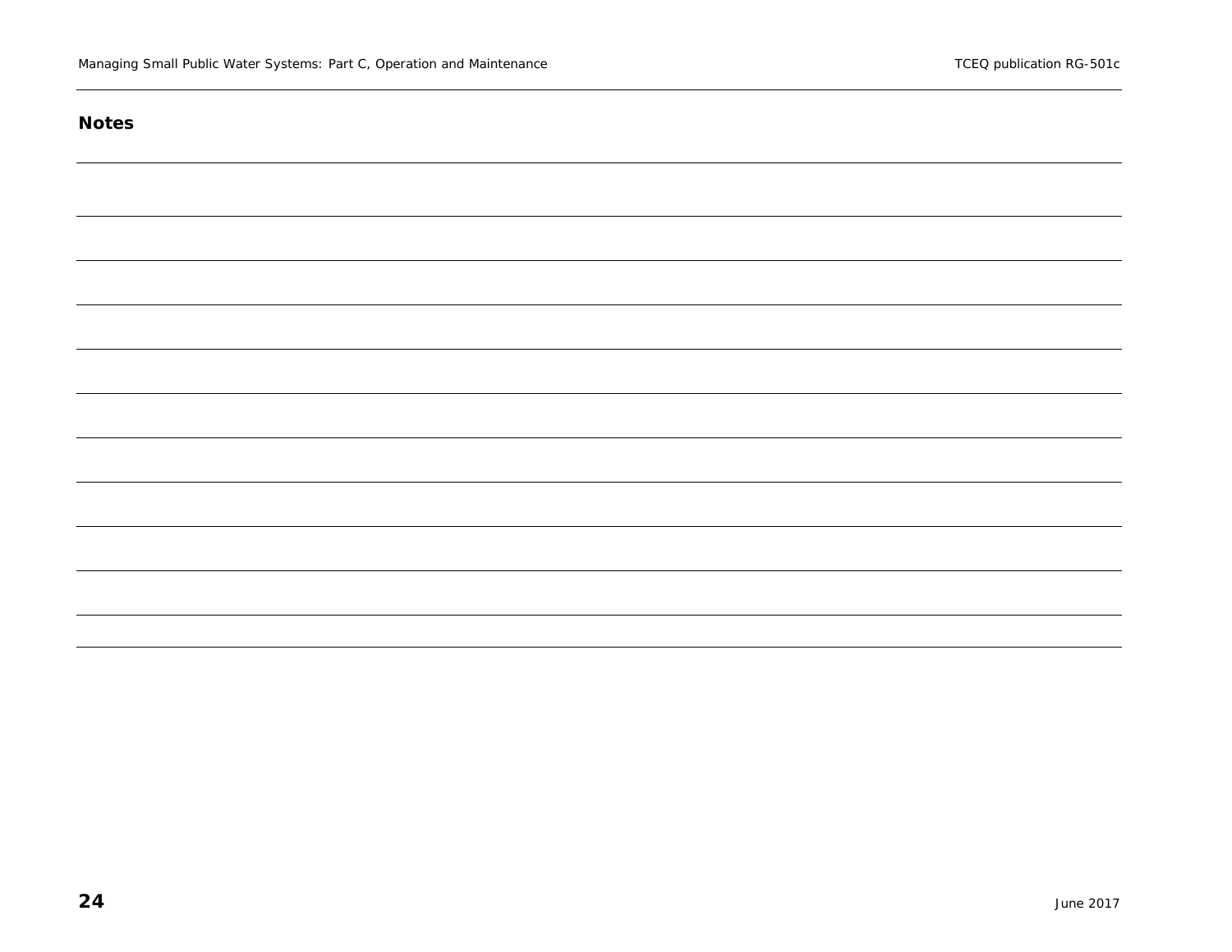**Notes**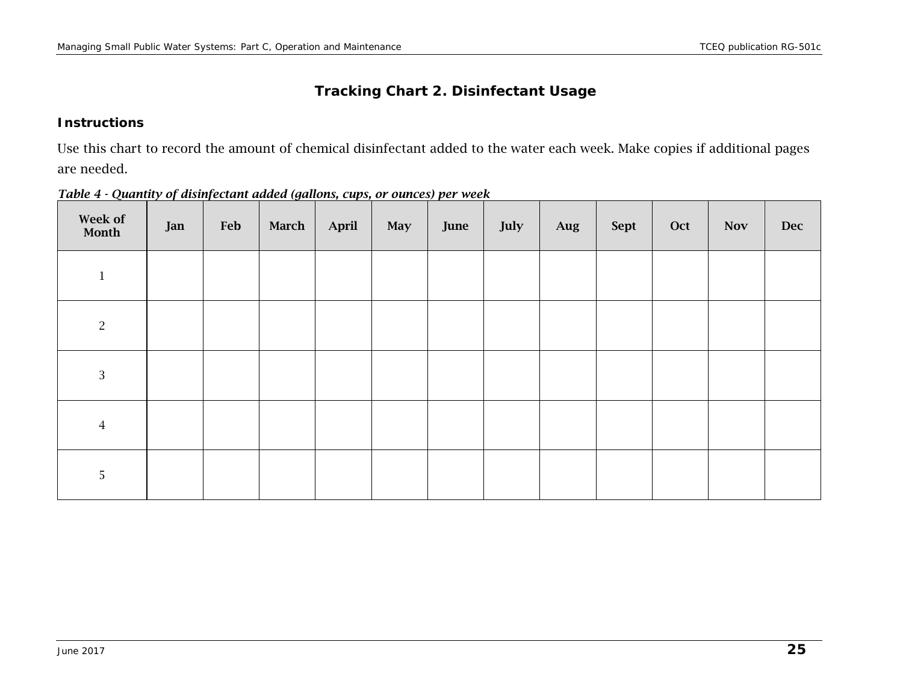## Tracking Chart 2. Disinfectant Usage

### Instructions

Use this chart to record the amount of chemical disinfectant added to the water each week. Make copies if additional pages are needed.

*Table 4 - Quantity of disinfectant added (gallons, cups, or ounces) per week*

| Week of Month | Jan | Feb | March | April | May | June | July | Aug | Sept | Oct | Nov | Dec |
|---|---|---|---|---|---|---|---|---|---|---|---|---|
| 1 | | | | | | | | | | | | |
| 2 | | | | | | | | | | | | |
| 3 | | | | | | | | | | | | |
| 4 | | | | | | | | | | | | |
| 5 | | | | | | | | | | | | |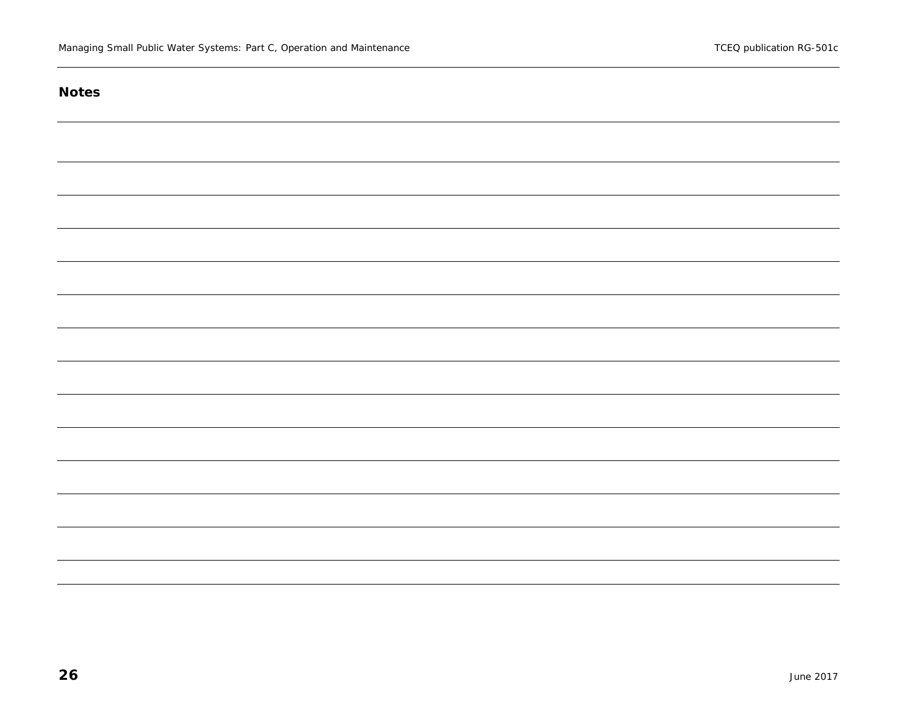**Notes**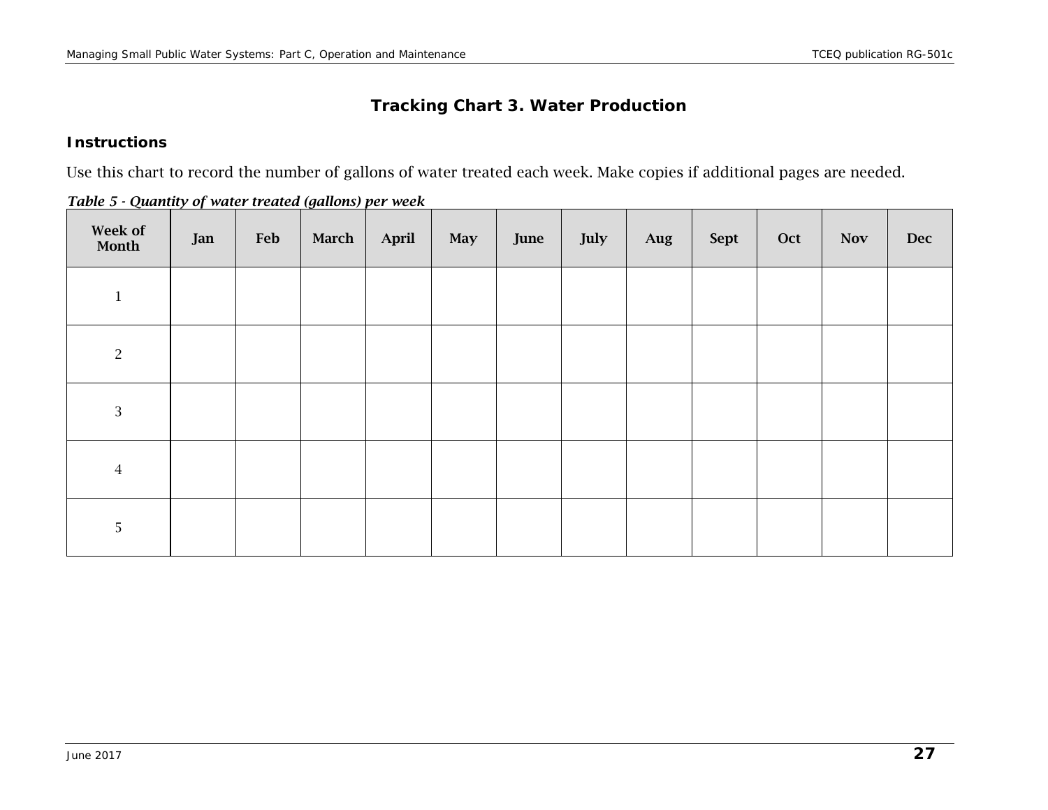# Tracking Chart 3. Water Production

## Instructions

Use this chart to record the number of gallons of water treated each week. Make copies if additional pages are needed.

***Table 5 - Quantity of water treated (gallons) per week***

| Week of Month | Jan | Feb | March | April | May | June | July | Aug | Sept | Oct | Nov | Dec |
|---|---|---|---|---|---|---|---|---|---|---|---|---|
| 1 | | | | | | | | | | | | |
| 2 | | | | | | | | | | | | |
| 3 | | | | | | | | | | | | |
| 4 | | | | | | | | | | | | |
| 5 | | | | | | | | | | | | |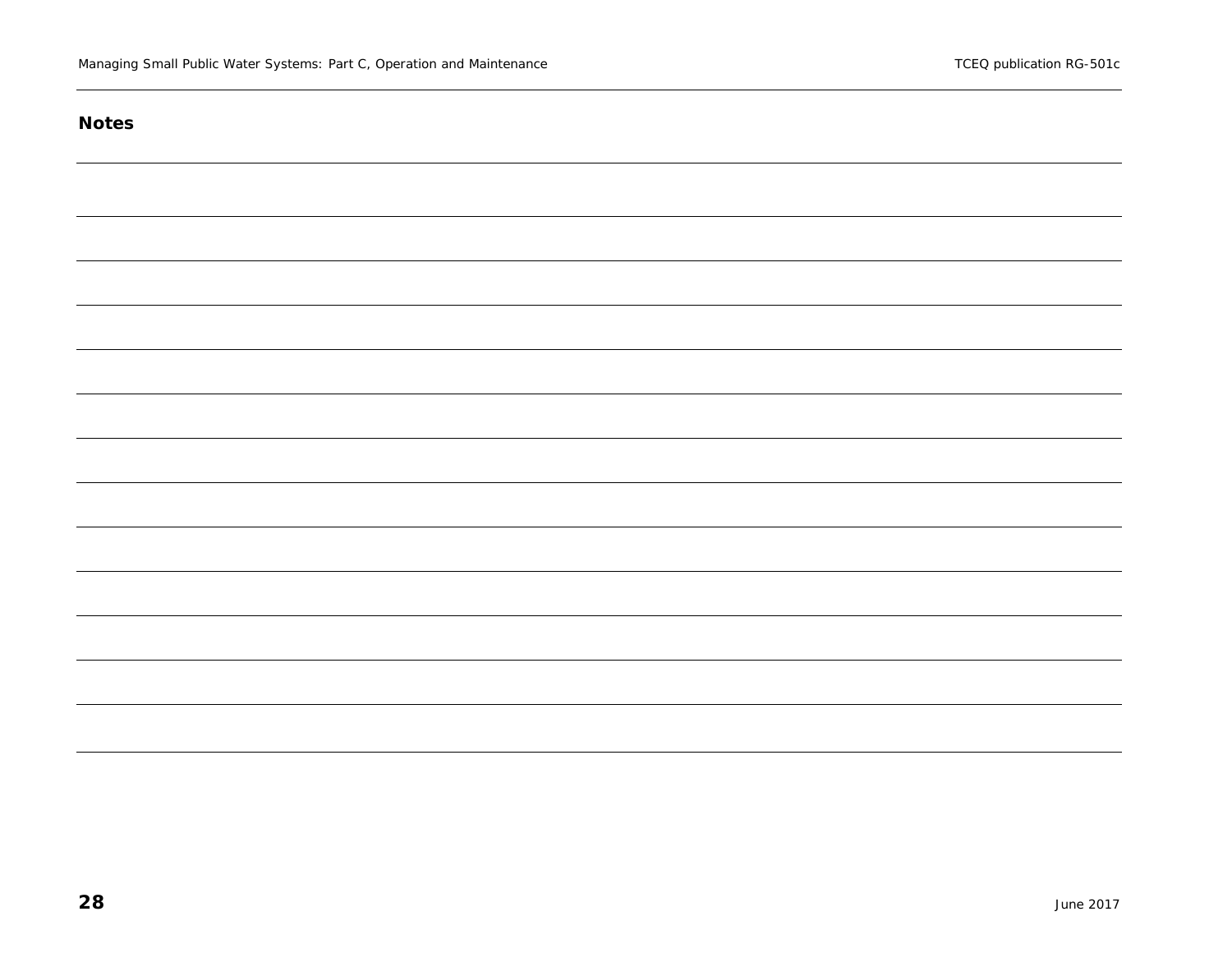**Notes**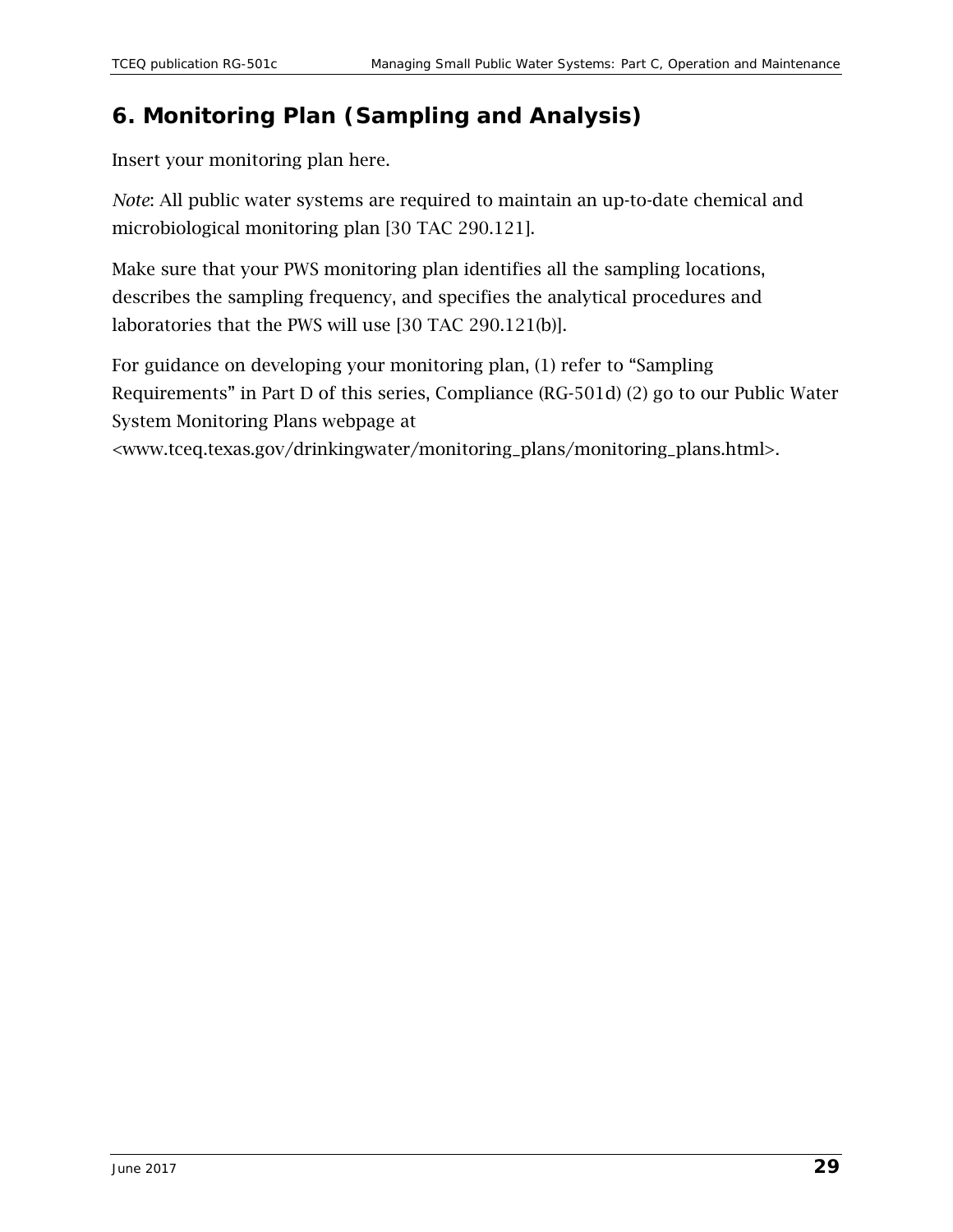## 6. Monitoring Plan (Sampling and Analysis)

Insert your monitoring plan here.

*Note*: All public water systems are required to maintain an up-to-date chemical and microbiological monitoring plan [30 TAC 290.121].

Make sure that your PWS monitoring plan identifies all the sampling locations, describes the sampling frequency, and specifies the analytical procedures and laboratories that the PWS will use [30 TAC 290.121(b)].

For guidance on developing your monitoring plan, (1) refer to "Sampling Requirements" in Part D of this series, Compliance (RG-501d) (2) go to our Public Water System Monitoring Plans webpage at <www.tceq.texas.gov/drinkingwater/monitoring_plans/monitoring_plans.html>.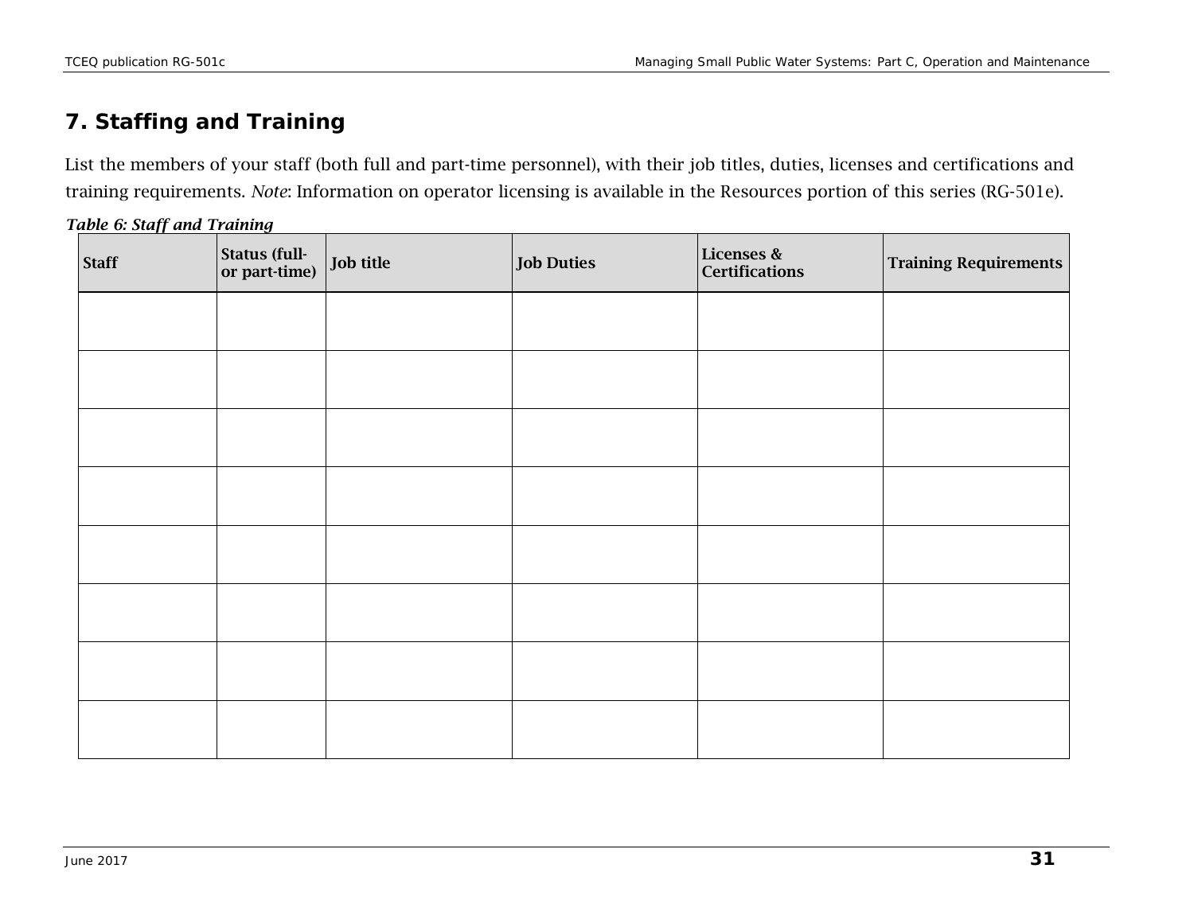## 7. Staffing and Training

List the members of your staff (both full and part-time personnel), with their job titles, duties, licenses and certifications and training requirements. *Note*: Information on operator licensing is available in the Resources portion of this series (RG-501e).

***Table 6: Staff and Training***

| Staff | Status (full- or part-time) | Job title | Job Duties | Licenses & Certifications | Training Requirements |
|---|---|---|---|---|---|
| | | | | | |
| | | | | | |
| | | | | | |
| | | | | | |
| | | | | | |
| | | | | | |
| | | | | | |
| | | | | | |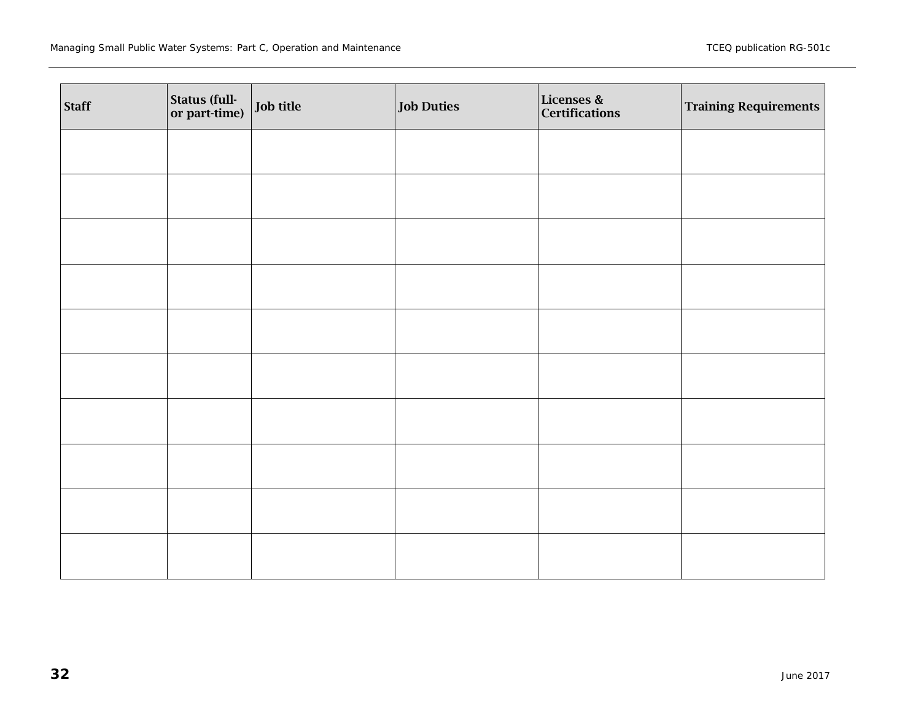| Staff | Status (full- or part-time) | Job title | Job Duties | Licenses & Certifications | Training Requirements |
|---|---|---|---|---|---|
| | | | | | |
| | | | | | |
| | | | | | |
| | | | | | |
| | | | | | |
| | | | | | |
| | | | | | |
| | | | | | |
| | | | | | |
| | | | | | |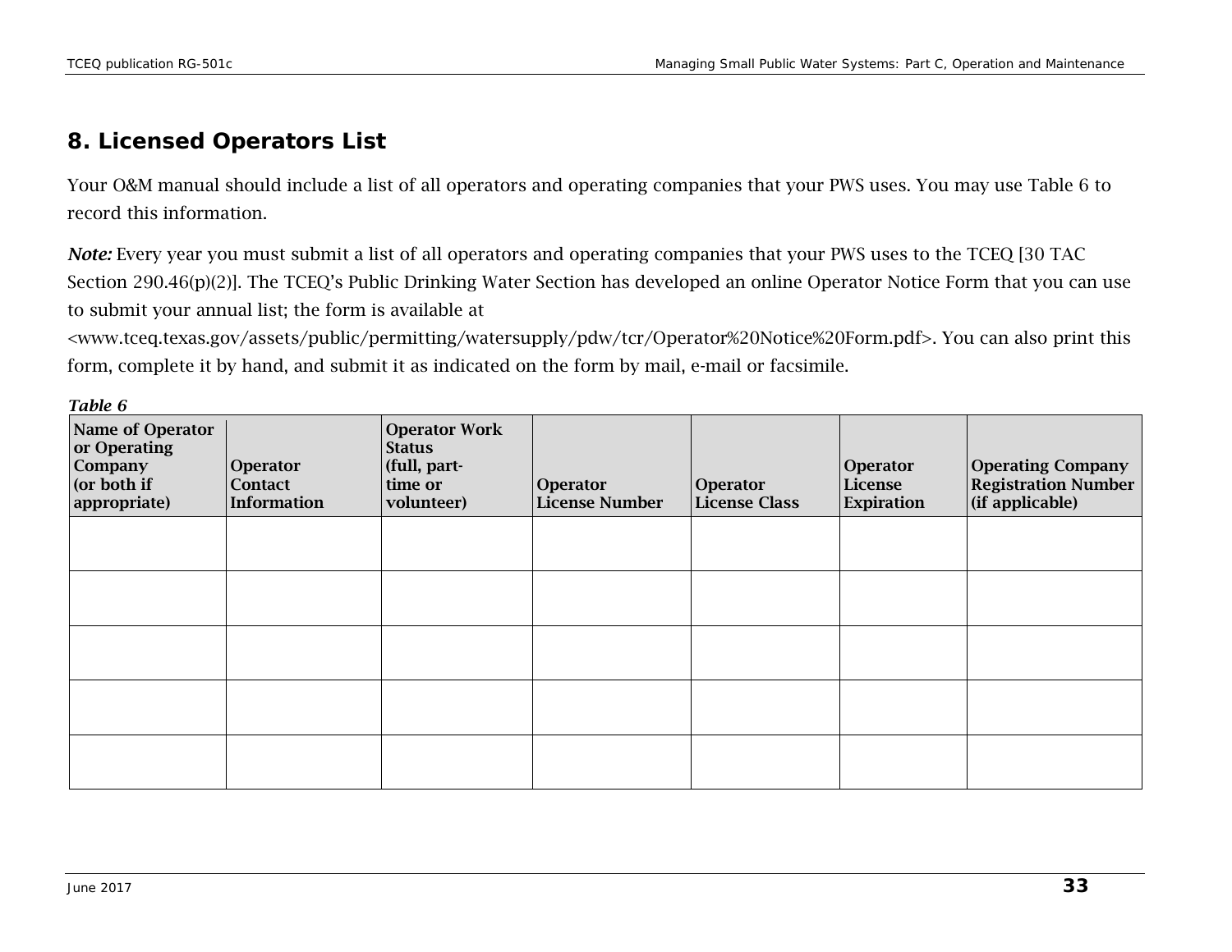## 8. Licensed Operators List

Your O&M manual should include a list of all operators and operating companies that your PWS uses. You may use Table 6 to record this information.

***Note:*** Every year you must submit a list of all operators and operating companies that your PWS uses to the TCEQ [30 TAC Section 290.46(p)(2)]. The TCEQ's Public Drinking Water Section has developed an online Operator Notice Form that you can use to submit your annual list; the form is available at <www.tceq.texas.gov/assets/public/permitting/watersupply/pdw/tcr/Operator%20Notice%20Form.pdf>. You can also print this form, complete it by hand, and submit it as indicated on the form by mail, e-mail or facsimile.

***Table 6***

| Name of Operator or Operating Company (or both if appropriate) | Operator Contact Information | Operator Work Status (full, part-time or volunteer) | Operator License Number | Operator License Class | Operator License Expiration | Operating Company Registration Number (if applicable) |
|---|---|---|---|---|---|---|
| | | | | | | |
| | | | | | | |
| | | | | | | |
| | | | | | | |
| | | | | | | |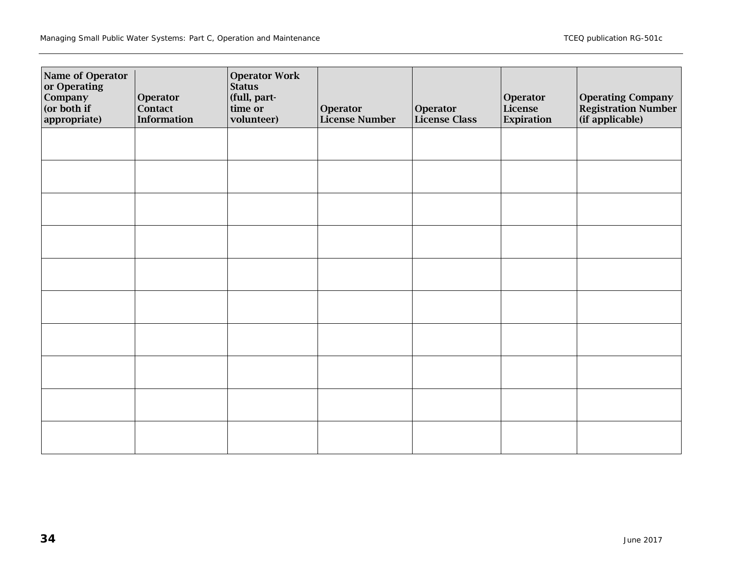| Name of Operator or Operating Company (or both if appropriate) | Operator Contact Information | Operator Work Status (full, part-time or volunteer) | Operator License Number | Operator License Class | Operator License Expiration | Operating Company Registration Number (if applicable) |
|---|---|---|---|---|---|---|
| | | | | | | |
| | | | | | | |
| | | | | | | |
| | | | | | | |
| | | | | | | |
| | | | | | | |
| | | | | | | |
| | | | | | | |
| | | | | | | |
| | | | | | | |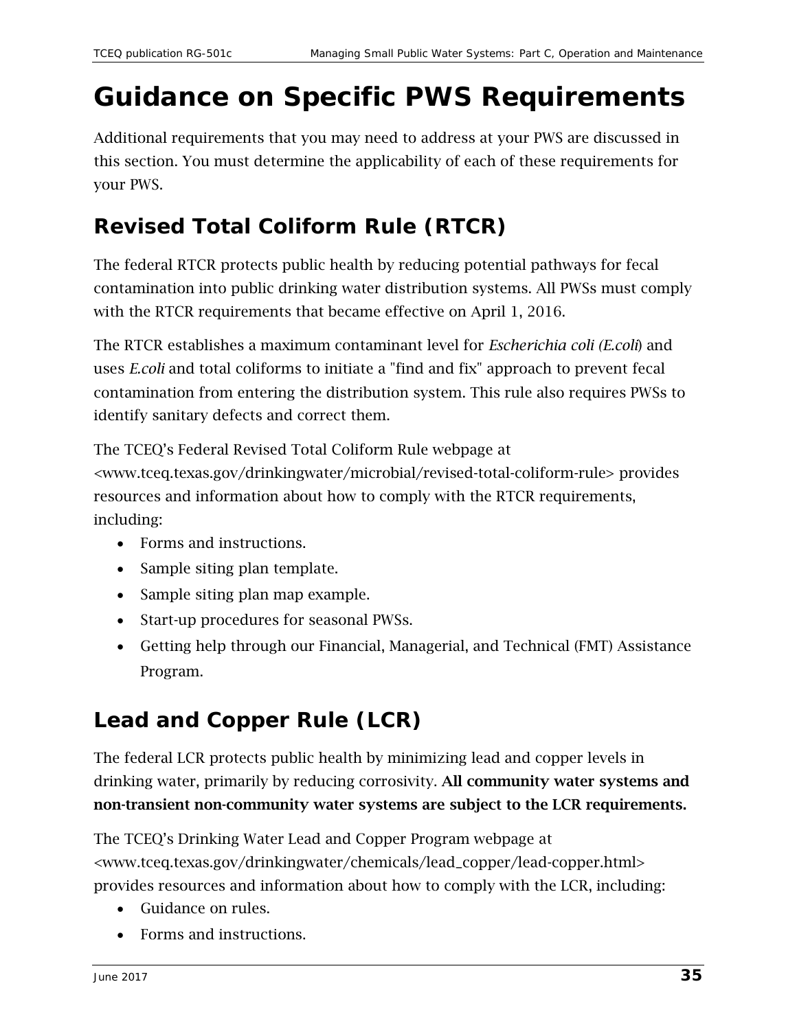# Guidance on Specific PWS Requirements

Additional requirements that you may need to address at your PWS are discussed in this section. You must determine the applicability of each of these requirements for your PWS.

## Revised Total Coliform Rule (RTCR)

The federal RTCR protects public health by reducing potential pathways for fecal contamination into public drinking water distribution systems. All PWSs must comply with the RTCR requirements that became effective on April 1, 2016.

The RTCR establishes a maximum contaminant level for *Escherichia coli (E.coli)* and uses *E.coli* and total coliforms to initiate a "find and fix" approach to prevent fecal contamination from entering the distribution system. This rule also requires PWSs to identify sanitary defects and correct them.

The TCEQ's Federal Revised Total Coliform Rule webpage at <www.tceq.texas.gov/drinkingwater/microbial/revised-total-coliform-rule> provides resources and information about how to comply with the RTCR requirements, including:

- Forms and instructions.
- Sample siting plan template.
- Sample siting plan map example.
- Start-up procedures for seasonal PWSs.
- Getting help through our Financial, Managerial, and Technical (FMT) Assistance Program.

## Lead and Copper Rule (LCR)

The federal LCR protects public health by minimizing lead and copper levels in drinking water, primarily by reducing corrosivity. **All community water systems and non-transient non-community water systems are subject to the LCR requirements.**

The TCEQ's Drinking Water Lead and Copper Program webpage at <www.tceq.texas.gov/drinkingwater/chemicals/lead_copper/lead-copper.html> provides resources and information about how to comply with the LCR, including:

- Guidance on rules.
- Forms and instructions.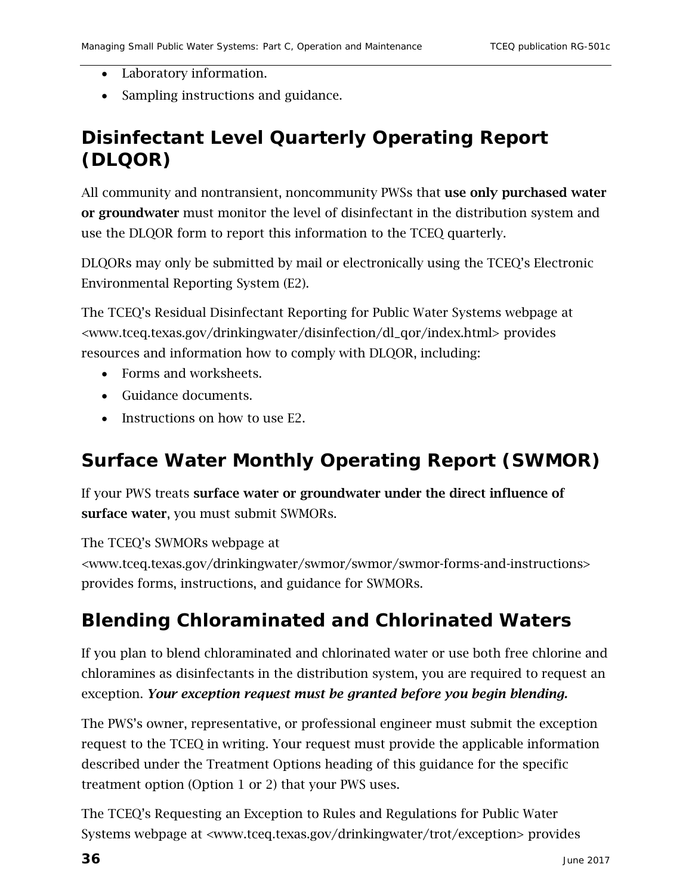- Laboratory information.
- Sampling instructions and guidance.

## Disinfectant Level Quarterly Operating Report (DLQOR)

All community and nontransient, noncommunity PWSs that **use only purchased water or groundwater** must monitor the level of disinfectant in the distribution system and use the DLQOR form to report this information to the TCEQ quarterly.

DLQORs may only be submitted by mail or electronically using the TCEQ's Electronic Environmental Reporting System (E2).

The TCEQ's Residual Disinfectant Reporting for Public Water Systems webpage at <www.tceq.texas.gov/drinkingwater/disinfection/dl_qor/index.html> provides resources and information how to comply with DLQOR, including:

- Forms and worksheets.
- Guidance documents.
- Instructions on how to use E2.

## Surface Water Monthly Operating Report (SWMOR)

If your PWS treats **surface water or groundwater under the direct influence of surface water**, you must submit SWMORs.

The TCEQ's SWMORs webpage at <www.tceq.texas.gov/drinkingwater/swmor/swmor/swmor-forms-and-instructions> provides forms, instructions, and guidance for SWMORs.

## Blending Chloraminated and Chlorinated Waters

If you plan to blend chloraminated and chlorinated water or use both free chlorine and chloramines as disinfectants in the distribution system, you are required to request an exception. ***Your exception request must be granted before you begin blending.***

The PWS's owner, representative, or professional engineer must submit the exception request to the TCEQ in writing. Your request must provide the applicable information described under the Treatment Options heading of this guidance for the specific treatment option (Option 1 or 2) that your PWS uses.

The TCEQ's Requesting an Exception to Rules and Regulations for Public Water Systems webpage at <www.tceq.texas.gov/drinkingwater/trot/exception> provides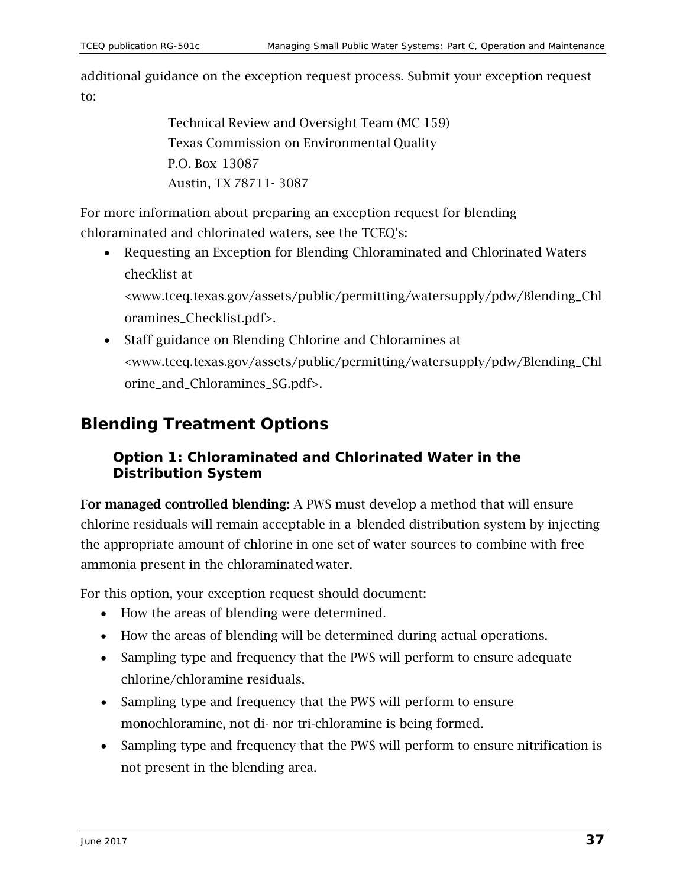additional guidance on the exception request process. Submit your exception request to:

Technical Review and Oversight Team (MC 159)
Texas Commission on Environmental Quality
P.O. Box 13087
Austin, TX 78711- 3087

For more information about preparing an exception request for blending chloraminated and chlorinated waters, see the TCEQ's:

- Requesting an Exception for Blending Chloraminated and Chlorinated Waters checklist at <www.tceq.texas.gov/assets/public/permitting/watersupply/pdw/Blending_Chloramines_Checklist.pdf>.
- Staff guidance on Blending Chlorine and Chloramines at <www.tceq.texas.gov/assets/public/permitting/watersupply/pdw/Blending_Chlorine_and_Chloramines_SG.pdf>.

## Blending Treatment Options

### Option 1: Chloraminated and Chlorinated Water in the Distribution System

**For managed controlled blending:** A PWS must develop a method that will ensure chlorine residuals will remain acceptable in a blended distribution system by injecting the appropriate amount of chlorine in one set of water sources to combine with free ammonia present in the chloraminated water.

For this option, your exception request should document:

- How the areas of blending were determined.
- How the areas of blending will be determined during actual operations.
- Sampling type and frequency that the PWS will perform to ensure adequate chlorine/chloramine residuals.
- Sampling type and frequency that the PWS will perform to ensure monochloramine, not di- nor tri-chloramine is being formed.
- Sampling type and frequency that the PWS will perform to ensure nitrification is not present in the blending area.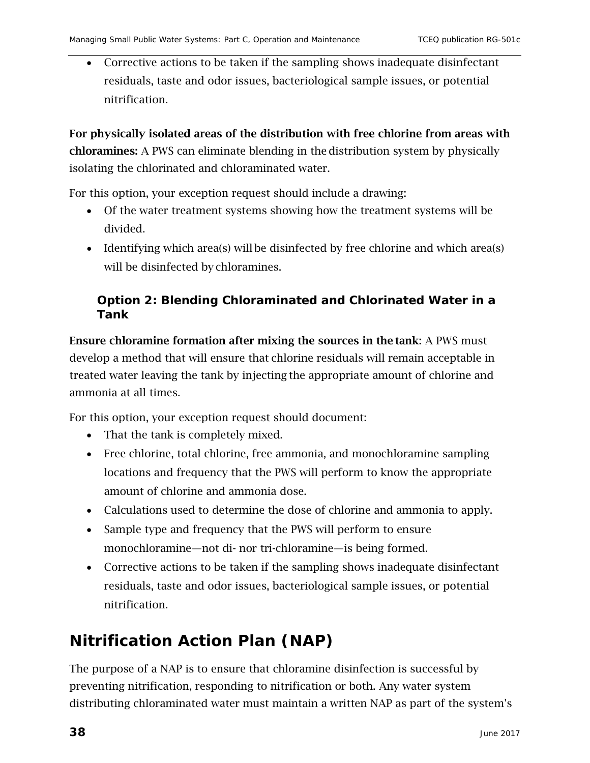- Corrective actions to be taken if the sampling shows inadequate disinfectant residuals, taste and odor issues, bacteriological sample issues, or potential nitrification.

**For physically isolated areas of the distribution with free chlorine from areas with chloramines:** A PWS can eliminate blending in the distribution system by physically isolating the chlorinated and chloraminated water.

For this option, your exception request should include a drawing:

- Of the water treatment systems showing how the treatment systems will be divided.
- Identifying which area(s) will be disinfected by free chlorine and which area(s) will be disinfected by chloramines.

### Option 2: Blending Chloraminated and Chlorinated Water in a Tank

**Ensure chloramine formation after mixing the sources in the tank:** A PWS must develop a method that will ensure that chlorine residuals will remain acceptable in treated water leaving the tank by injecting the appropriate amount of chlorine and ammonia at all times.

For this option, your exception request should document:

- That the tank is completely mixed.
- Free chlorine, total chlorine, free ammonia, and monochloramine sampling locations and frequency that the PWS will perform to know the appropriate amount of chlorine and ammonia dose.
- Calculations used to determine the dose of chlorine and ammonia to apply.
- Sample type and frequency that the PWS will perform to ensure monochloramine—not di- nor tri-chloramine—is being formed.
- Corrective actions to be taken if the sampling shows inadequate disinfectant residuals, taste and odor issues, bacteriological sample issues, or potential nitrification.

## Nitrification Action Plan (NAP)

The purpose of a NAP is to ensure that chloramine disinfection is successful by preventing nitrification, responding to nitrification or both. Any water system distributing chloraminated water must maintain a written NAP as part of the system's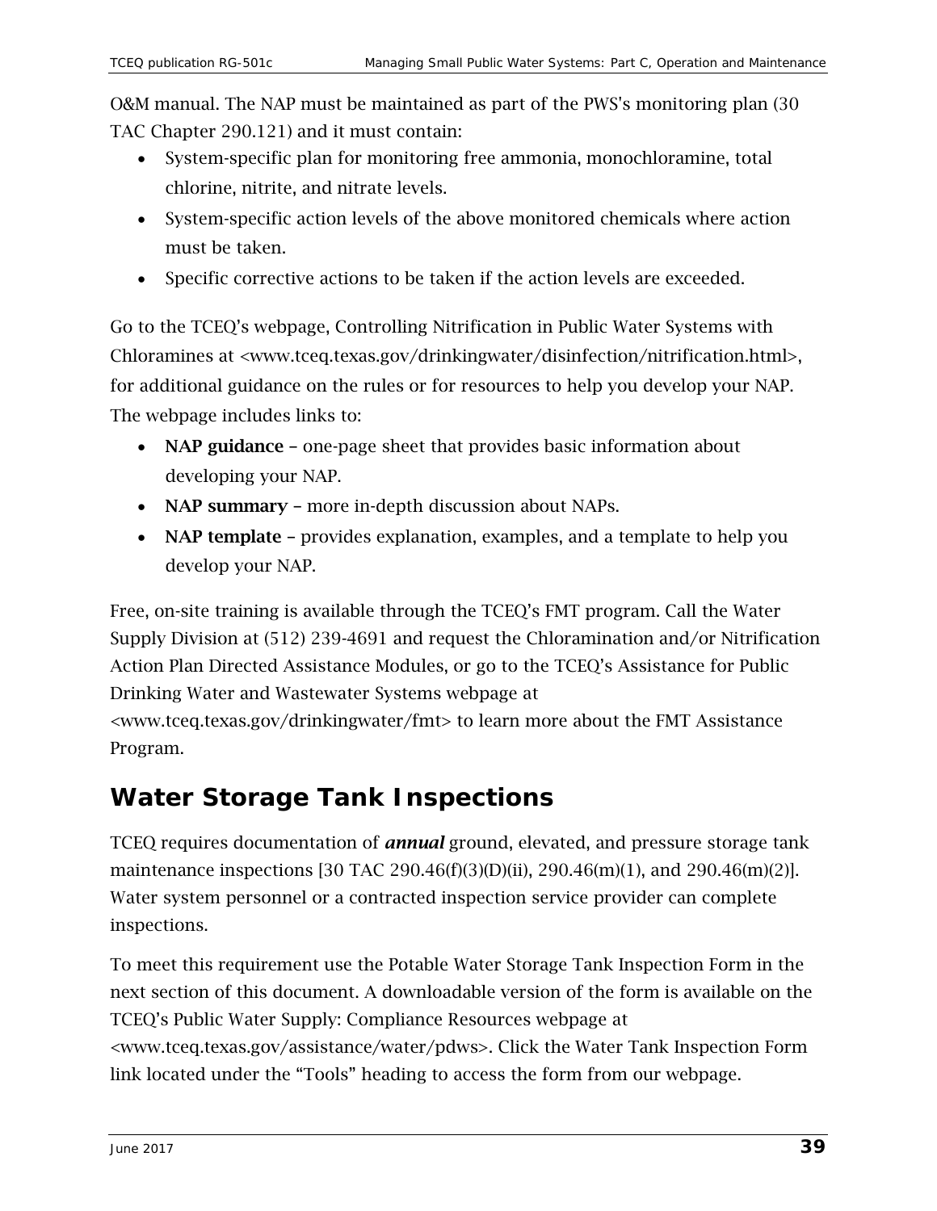O&M manual. The NAP must be maintained as part of the PWS's monitoring plan (30 TAC Chapter 290.121) and it must contain:

- System-specific plan for monitoring free ammonia, monochloramine, total chlorine, nitrite, and nitrate levels.
- System-specific action levels of the above monitored chemicals where action must be taken.
- Specific corrective actions to be taken if the action levels are exceeded.

Go to the TCEQ's webpage, Controlling Nitrification in Public Water Systems with Chloramines at <www.tceq.texas.gov/drinkingwater/disinfection/nitrification.html>, for additional guidance on the rules or for resources to help you develop your NAP. The webpage includes links to:

- **NAP guidance** – one-page sheet that provides basic information about developing your NAP.
- **NAP summary** – more in-depth discussion about NAPs.
- **NAP template** – provides explanation, examples, and a template to help you develop your NAP.

Free, on-site training is available through the TCEQ's FMT program. Call the Water Supply Division at (512) 239-4691 and request the Chloramination and/or Nitrification Action Plan Directed Assistance Modules, or go to the TCEQ's Assistance for Public Drinking Water and Wastewater Systems webpage at <www.tceq.texas.gov/drinkingwater/fmt> to learn more about the FMT Assistance Program.

## Water Storage Tank Inspections

TCEQ requires documentation of ***annual*** ground, elevated, and pressure storage tank maintenance inspections [30 TAC 290.46(f)(3)(D)(ii), 290.46(m)(1), and 290.46(m)(2)]. Water system personnel or a contracted inspection service provider can complete inspections.

To meet this requirement use the Potable Water Storage Tank Inspection Form in the next section of this document. A downloadable version of the form is available on the TCEQ's Public Water Supply: Compliance Resources webpage at <www.tceq.texas.gov/assistance/water/pdws>. Click the Water Tank Inspection Form link located under the "Tools" heading to access the form from our webpage.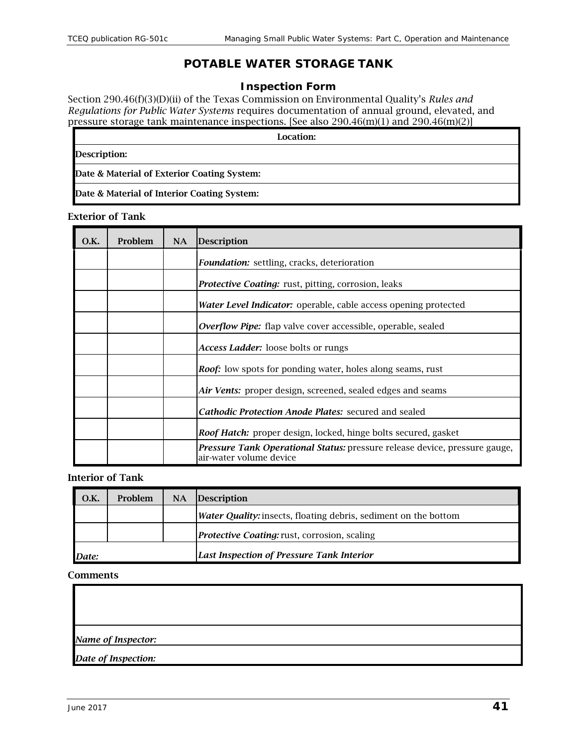# POTABLE WATER STORAGE TANK

## Inspection Form

Section 290.46(f)(3)(D)(ii) of the Texas Commission on Environmental Quality's *Rules and Regulations for Public Water Systems* requires documentation of annual ground, elevated, and pressure storage tank maintenance inspections. [See also 290.46(m)(1) and 290.46(m)(2)]

| |
|---|
| **Location:** |
| **Description:** |
| **Date & Material of Exterior Coating System:** |
| **Date & Material of Interior Coating System:** |

**Exterior of Tank**

| O.K. | Problem | NA | Description |
|---|---|---|---|
| | | | ***Foundation:*** settling, cracks, deterioration |
| | | | ***Protective Coating:*** rust, pitting, corrosion, leaks |
| | | | ***Water Level Indicator:*** operable, cable access opening protected |
| | | | ***Overflow Pipe:*** flap valve cover accessible, operable, sealed |
| | | | ***Access Ladder:*** loose bolts or rungs |
| | | | ***Roof:*** low spots for ponding water, holes along seams, rust |
| | | | ***Air Vents:*** proper design, screened, sealed edges and seams |
| | | | ***Cathodic Protection Anode Plates:*** secured and sealed |
| | | | ***Roof Hatch:*** proper design, locked, hinge bolts secured, gasket |
| | | | ***Pressure Tank Operational Status:*** pressure release device, pressure gauge, air-water volume device |

**Interior of Tank**

| O.K. | Problem | NA | Description |
|---|---|---|---|
| | | | ***Water Quality:*** insects, floating debris, sediment on the bottom |
| | | | ***Protective Coating:*** rust, corrosion, scaling |
| ***Date:*** | | | ***Last Inspection of Pressure Tank Interior*** |

**Comments**

| |
|---|
| |
| ***Name of Inspector:*** |
| ***Date of Inspection:*** |